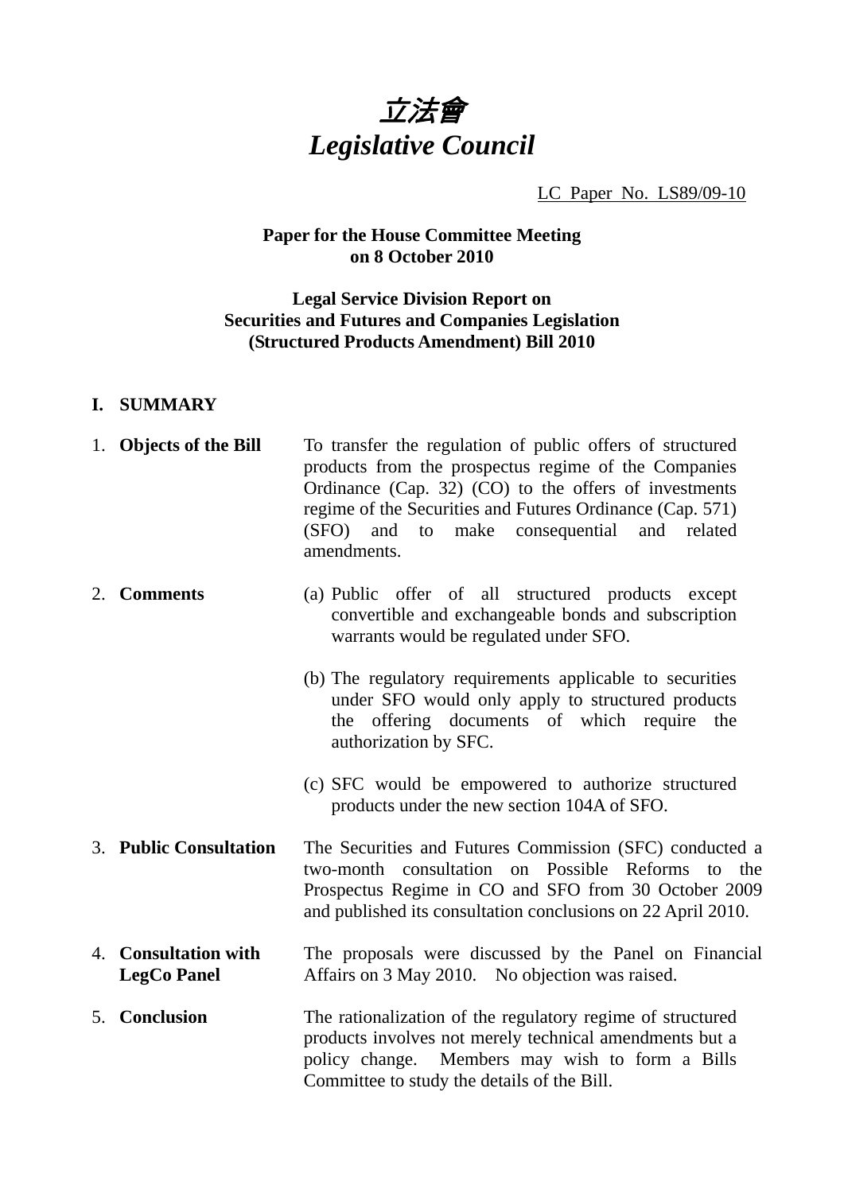# *立法會*
# *Legislative Council*

LC Paper No. LS89/09-10

**Paper for the House Committee Meeting on 8 October 2010**

**Legal Service Division Report on Securities and Futures and Companies Legislation (Structured Products Amendment) Bill 2010**

## I. SUMMARY

1. **Objects of the Bill** — To transfer the regulation of public offers of structured products from the prospectus regime of the Companies Ordinance (Cap. 32) (CO) to the offers of investments regime of the Securities and Futures Ordinance (Cap. 571) (SFO) and to make consequential and related amendments.

2. **Comments**
   - (a) Public offer of all structured products except convertible and exchangeable bonds and subscription warrants would be regulated under SFO.
   - (b) The regulatory requirements applicable to securities under SFO would only apply to structured products the offering documents of which require the authorization by SFC.
   - (c) SFC would be empowered to authorize structured products under the new section 104A of SFO.

3. **Public Consultation** — The Securities and Futures Commission (SFC) conducted a two-month consultation on Possible Reforms to the Prospectus Regime in CO and SFO from 30 October 2009 and published its consultation conclusions on 22 April 2010.

4. **Consultation with LegCo Panel** — The proposals were discussed by the Panel on Financial Affairs on 3 May 2010. No objection was raised.

5. **Conclusion** — The rationalization of the regulatory regime of structured products involves not merely technical amendments but a policy change. Members may wish to form a Bills Committee to study the details of the Bill.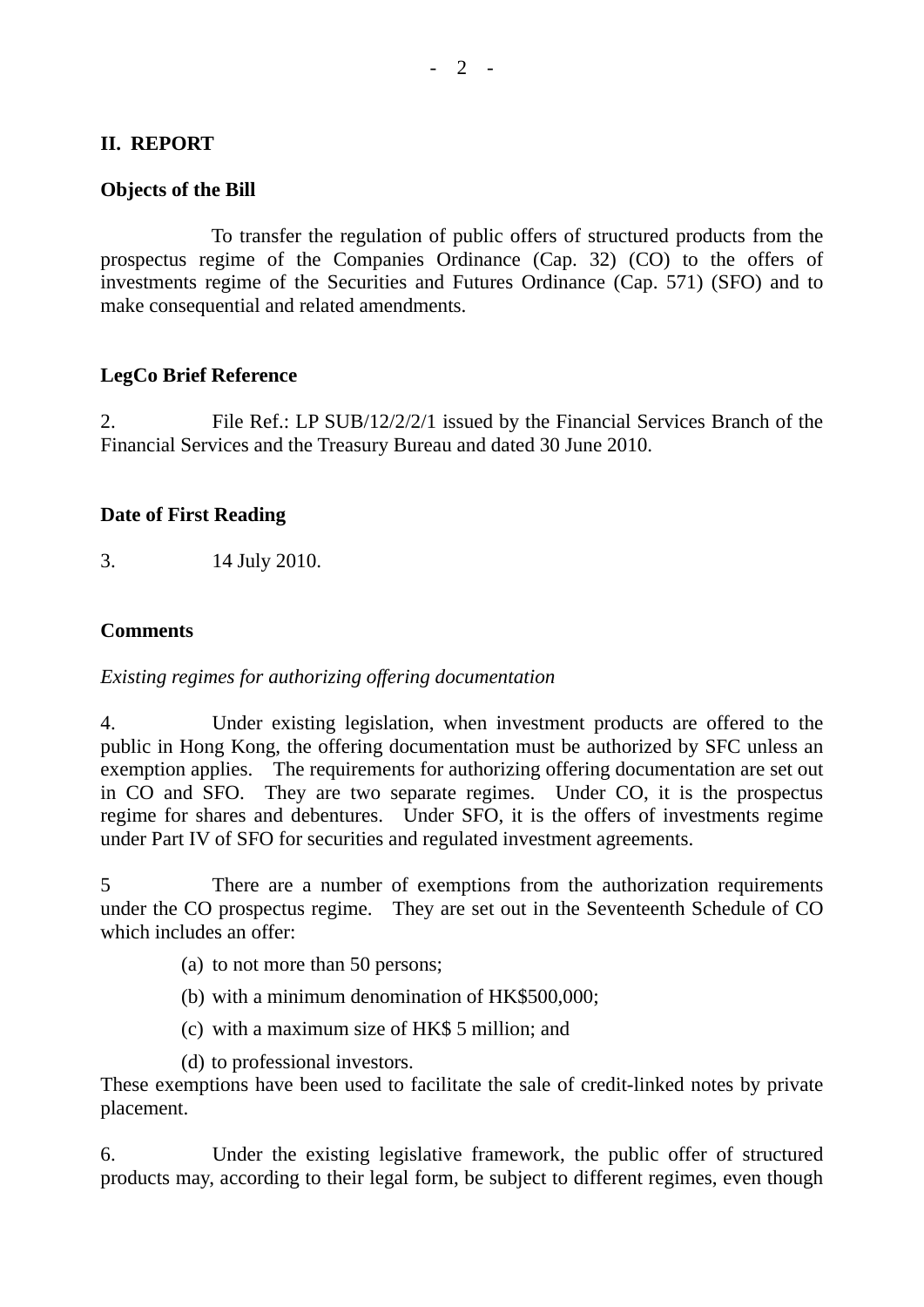## II. REPORT

**Objects of the Bill**

To transfer the regulation of public offers of structured products from the prospectus regime of the Companies Ordinance (Cap. 32) (CO) to the offers of investments regime of the Securities and Futures Ordinance (Cap. 571) (SFO) and to make consequential and related amendments.

**LegCo Brief Reference**

2. File Ref.: LP SUB/12/2/2/1 issued by the Financial Services Branch of the Financial Services and the Treasury Bureau and dated 30 June 2010.

**Date of First Reading**

3. 14 July 2010.

**Comments**

*Existing regimes for authorizing offering documentation*

4. Under existing legislation, when investment products are offered to the public in Hong Kong, the offering documentation must be authorized by SFC unless an exemption applies. The requirements for authorizing offering documentation are set out in CO and SFO. They are two separate regimes. Under CO, it is the prospectus regime for shares and debentures. Under SFO, it is the offers of investments regime under Part IV of SFO for securities and regulated investment agreements.

5 There are a number of exemptions from the authorization requirements under the CO prospectus regime. They are set out in the Seventeenth Schedule of CO which includes an offer:

(a) to not more than 50 persons;

(b) with a minimum denomination of HK$500,000;

(c) with a maximum size of HK$ 5 million; and

(d) to professional investors.

These exemptions have been used to facilitate the sale of credit-linked notes by private placement.

6. Under the existing legislative framework, the public offer of structured products may, according to their legal form, be subject to different regimes, even though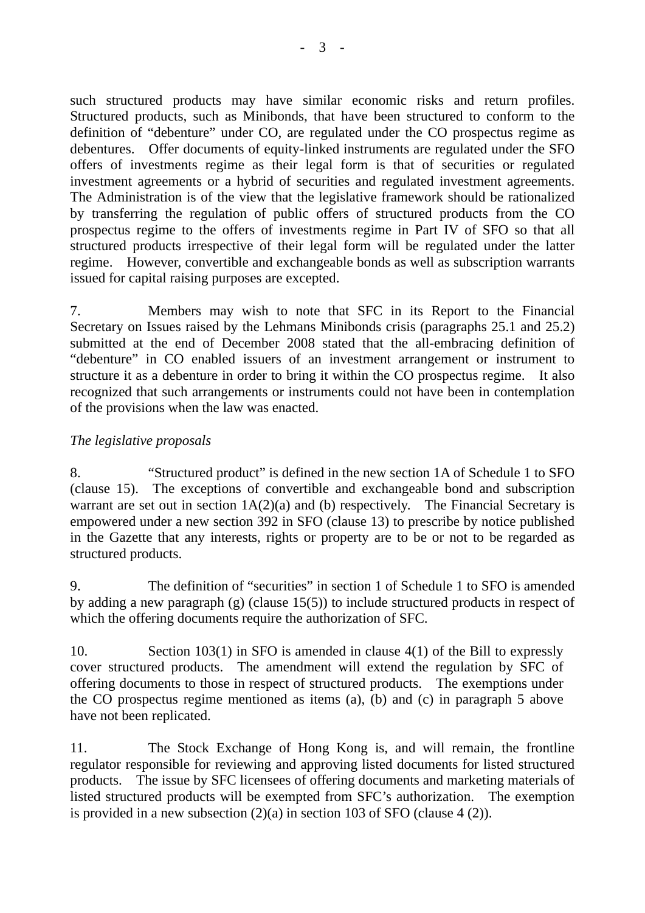such structured products may have similar economic risks and return profiles. Structured products, such as Minibonds, that have been structured to conform to the definition of "debenture" under CO, are regulated under the CO prospectus regime as debentures. Offer documents of equity-linked instruments are regulated under the SFO offers of investments regime as their legal form is that of securities or regulated investment agreements or a hybrid of securities and regulated investment agreements. The Administration is of the view that the legislative framework should be rationalized by transferring the regulation of public offers of structured products from the CO prospectus regime to the offers of investments regime in Part IV of SFO so that all structured products irrespective of their legal form will be regulated under the latter regime. However, convertible and exchangeable bonds as well as subscription warrants issued for capital raising purposes are excepted.

7. Members may wish to note that SFC in its Report to the Financial Secretary on Issues raised by the Lehmans Minibonds crisis (paragraphs 25.1 and 25.2) submitted at the end of December 2008 stated that the all-embracing definition of "debenture" in CO enabled issuers of an investment arrangement or instrument to structure it as a debenture in order to bring it within the CO prospectus regime. It also recognized that such arrangements or instruments could not have been in contemplation of the provisions when the law was enacted.

*The legislative proposals*

8. "Structured product" is defined in the new section 1A of Schedule 1 to SFO (clause 15). The exceptions of convertible and exchangeable bond and subscription warrant are set out in section 1A(2)(a) and (b) respectively. The Financial Secretary is empowered under a new section 392 in SFO (clause 13) to prescribe by notice published in the Gazette that any interests, rights or property are to be or not to be regarded as structured products.

9. The definition of "securities" in section 1 of Schedule 1 to SFO is amended by adding a new paragraph (g) (clause 15(5)) to include structured products in respect of which the offering documents require the authorization of SFC.

10. Section 103(1) in SFO is amended in clause 4(1) of the Bill to expressly cover structured products. The amendment will extend the regulation by SFC of offering documents to those in respect of structured products. The exemptions under the CO prospectus regime mentioned as items (a), (b) and (c) in paragraph 5 above have not been replicated.

11. The Stock Exchange of Hong Kong is, and will remain, the frontline regulator responsible for reviewing and approving listed documents for listed structured products. The issue by SFC licensees of offering documents and marketing materials of listed structured products will be exempted from SFC's authorization. The exemption is provided in a new subsection (2)(a) in section 103 of SFO (clause 4 (2)).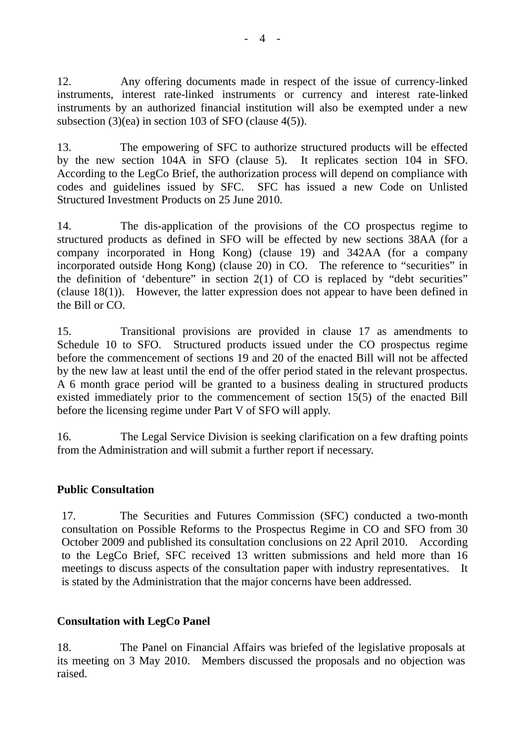12. Any offering documents made in respect of the issue of currency-linked instruments, interest rate-linked instruments or currency and interest rate-linked instruments by an authorized financial institution will also be exempted under a new subsection (3)(ea) in section 103 of SFO (clause 4(5)).

13. The empowering of SFC to authorize structured products will be effected by the new section 104A in SFO (clause 5). It replicates section 104 in SFO. According to the LegCo Brief, the authorization process will depend on compliance with codes and guidelines issued by SFC. SFC has issued a new Code on Unlisted Structured Investment Products on 25 June 2010.

14. The dis-application of the provisions of the CO prospectus regime to structured products as defined in SFO will be effected by new sections 38AA (for a company incorporated in Hong Kong) (clause 19) and 342AA (for a company incorporated outside Hong Kong) (clause 20) in CO. The reference to "securities" in the definition of 'debenture" in section 2(1) of CO is replaced by "debt securities" (clause 18(1)). However, the latter expression does not appear to have been defined in the Bill or CO.

15. Transitional provisions are provided in clause 17 as amendments to Schedule 10 to SFO. Structured products issued under the CO prospectus regime before the commencement of sections 19 and 20 of the enacted Bill will not be affected by the new law at least until the end of the offer period stated in the relevant prospectus. A 6 month grace period will be granted to a business dealing in structured products existed immediately prior to the commencement of section 15(5) of the enacted Bill before the licensing regime under Part V of SFO will apply.

16. The Legal Service Division is seeking clarification on a few drafting points from the Administration and will submit a further report if necessary.

**Public Consultation**

17. The Securities and Futures Commission (SFC) conducted a two-month consultation on Possible Reforms to the Prospectus Regime in CO and SFO from 30 October 2009 and published its consultation conclusions on 22 April 2010. According to the LegCo Brief, SFC received 13 written submissions and held more than 16 meetings to discuss aspects of the consultation paper with industry representatives. It is stated by the Administration that the major concerns have been addressed.

**Consultation with LegCo Panel**

18. The Panel on Financial Affairs was briefed of the legislative proposals at its meeting on 3 May 2010. Members discussed the proposals and no objection was raised.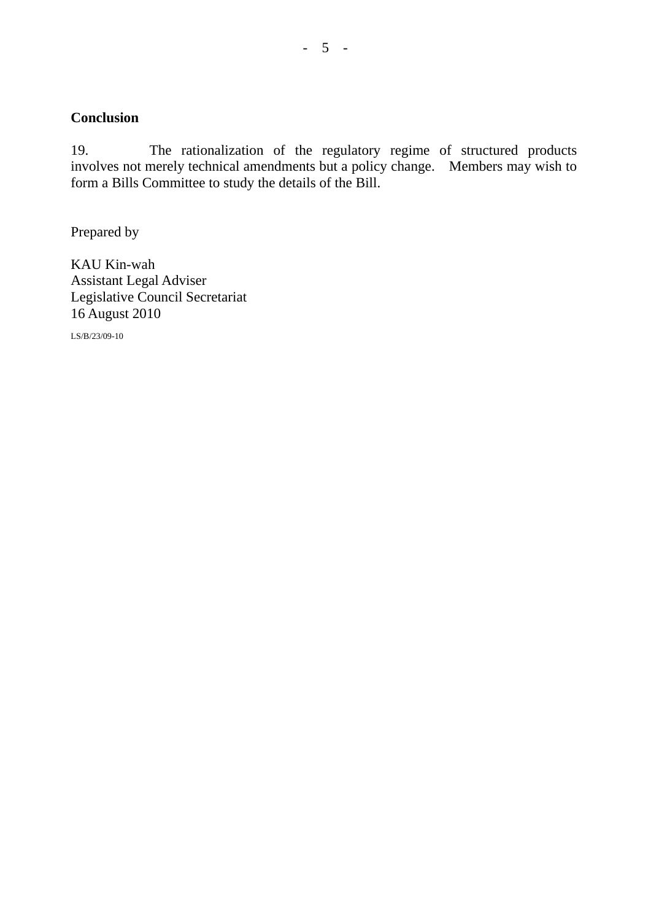**Conclusion**

19. The rationalization of the regulatory regime of structured products involves not merely technical amendments but a policy change. Members may wish to form a Bills Committee to study the details of the Bill.

Prepared by

KAU Kin-wah
Assistant Legal Adviser
Legislative Council Secretariat
16 August 2010

LS/B/23/09-10